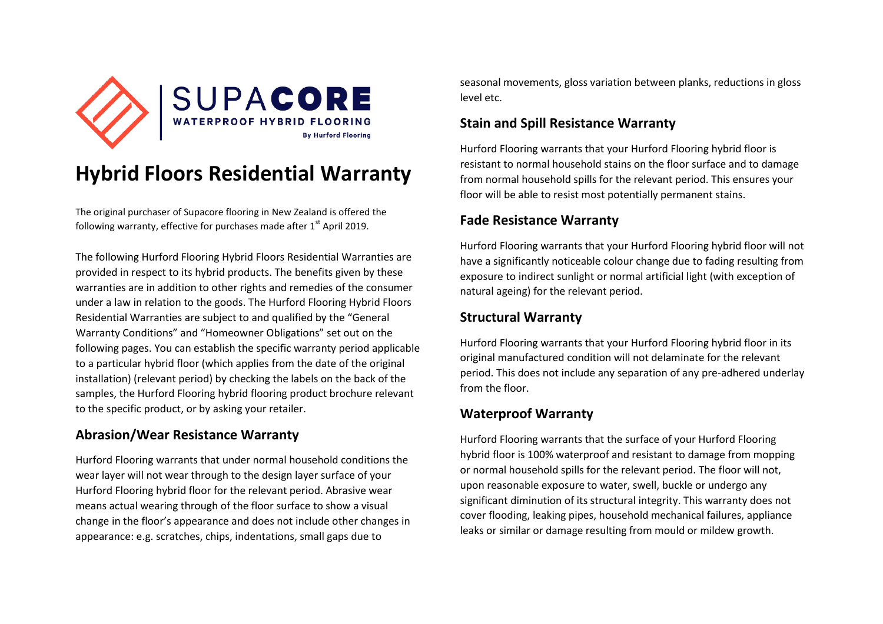SUPACORE

WATERPROOF HYBRID FLOORING

By Hurford Flooring

# Hybrid Floors Residential Warranty

The original purchaser of Supacore flooring in New Zealand is offered the following warranty, effective for purchases made after 1st April 2019.

The following Hurford Flooring Hybrid Floors Residential Warranties are provided in respect to its hybrid products. The benefits given by these warranties are in addition to other rights and remedies of the consumer under a law in relation to the goods. The Hurford Flooring Hybrid Floors Residential Warranties are subject to and qualified by the "General Warranty Conditions" and "Homeowner Obligations" set out on the following pages. You can establish the specific warranty period applicable to a particular hybrid floor (which applies from the date of the original installation) (relevant period) by checking the labels on the back of the samples, the Hurford Flooring hybrid flooring product brochure relevant to the specific product, or by asking your retailer.

## Abrasion/Wear Resistance Warranty

Hurford Flooring warrants that under normal household conditions the wear layer will not wear through to the design layer surface of your Hurford Flooring hybrid floor for the relevant period. Abrasive wear means actual wearing through of the floor surface to show a visual change in the floor's appearance and does not include other changes in appearance: e.g. scratches, chips, indentations, small gaps due to seasonal movements, gloss variation between planks, reductions in gloss level etc.

## Stain and Spill Resistance Warranty

Hurford Flooring warrants that your Hurford Flooring hybrid floor is resistant to normal household stains on the floor surface and to damage from normal household spills for the relevant period. This ensures your floor will be able to resist most potentially permanent stains.

## Fade Resistance Warranty

Hurford Flooring warrants that your Hurford Flooring hybrid floor will not have a significantly noticeable colour change due to fading resulting from exposure to indirect sunlight or normal artificial light (with exception of natural ageing) for the relevant period.

## Structural Warranty

Hurford Flooring warrants that your Hurford Flooring hybrid floor in its original manufactured condition will not delaminate for the relevant period. This does not include any separation of any pre-adhered underlay from the floor.

## Waterproof Warranty

Hurford Flooring warrants that the surface of your Hurford Flooring hybrid floor is 100% waterproof and resistant to damage from mopping or normal household spills for the relevant period. The floor will not, upon reasonable exposure to water, swell, buckle or undergo any significant diminution of its structural integrity. This warranty does not cover flooding, leaking pipes, household mechanical failures, appliance leaks or similar or damage resulting from mould or mildew growth.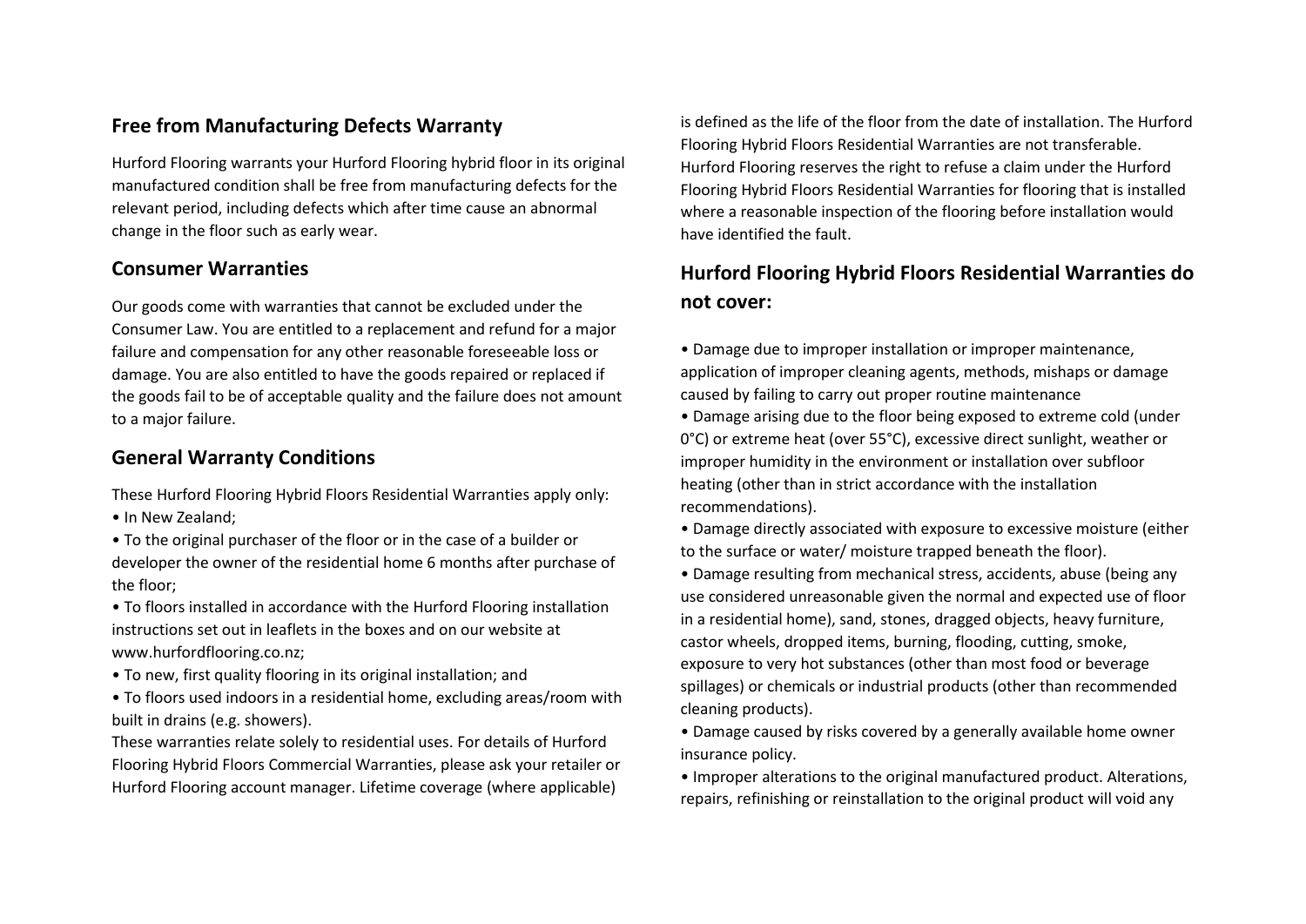## Free from Manufacturing Defects Warranty

Hurford Flooring warrants your Hurford Flooring hybrid floor in its original manufactured condition shall be free from manufacturing defects for the relevant period, including defects which after time cause an abnormal change in the floor such as early wear.

## Consumer Warranties

Our goods come with warranties that cannot be excluded under the Consumer Law. You are entitled to a replacement and refund for a major failure and compensation for any other reasonable foreseeable loss or damage. You are also entitled to have the goods repaired or replaced if the goods fail to be of acceptable quality and the failure does not amount to a major failure.

## General Warranty Conditions

These Hurford Flooring Hybrid Floors Residential Warranties apply only:

- In New Zealand;
- To the original purchaser of the floor or in the case of a builder or developer the owner of the residential home 6 months after purchase of the floor;
- To floors installed in accordance with the Hurford Flooring installation instructions set out in leaflets in the boxes and on our website at www.hurfordflooring.co.nz;
- To new, first quality flooring in its original installation; and
- To floors used indoors in a residential home, excluding areas/room with built in drains (e.g. showers).

These warranties relate solely to residential uses. For details of Hurford Flooring Hybrid Floors Commercial Warranties, please ask your retailer or Hurford Flooring account manager. Lifetime coverage (where applicable) is defined as the life of the floor from the date of installation. The Hurford Flooring Hybrid Floors Residential Warranties are not transferable. Hurford Flooring reserves the right to refuse a claim under the Hurford Flooring Hybrid Floors Residential Warranties for flooring that is installed where a reasonable inspection of the flooring before installation would have identified the fault.

## Hurford Flooring Hybrid Floors Residential Warranties do not cover:

- Damage due to improper installation or improper maintenance, application of improper cleaning agents, methods, mishaps or damage caused by failing to carry out proper routine maintenance
- Damage arising due to the floor being exposed to extreme cold (under 0°C) or extreme heat (over 55°C), excessive direct sunlight, weather or improper humidity in the environment or installation over subfloor heating (other than in strict accordance with the installation recommendations).
- Damage directly associated with exposure to excessive moisture (either to the surface or water/ moisture trapped beneath the floor).
- Damage resulting from mechanical stress, accidents, abuse (being any use considered unreasonable given the normal and expected use of floor in a residential home), sand, stones, dragged objects, heavy furniture, castor wheels, dropped items, burning, flooding, cutting, smoke, exposure to very hot substances (other than most food or beverage spillages) or chemicals or industrial products (other than recommended cleaning products).
- Damage caused by risks covered by a generally available home owner insurance policy.
- Improper alterations to the original manufactured product. Alterations, repairs, refinishing or reinstallation to the original product will void any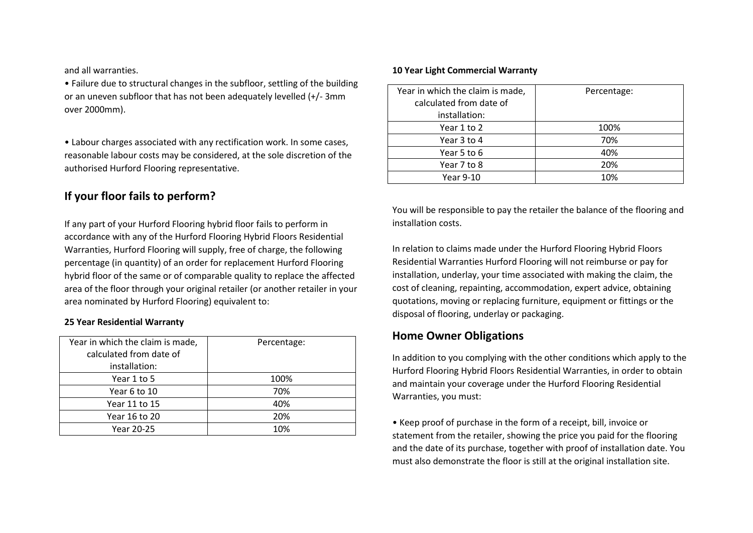and all warranties.

• Failure due to structural changes in the subfloor, settling of the building or an uneven subfloor that has not been adequately levelled (+/- 3mm over 2000mm).

• Labour charges associated with any rectification work. In some cases, reasonable labour costs may be considered, at the sole discretion of the authorised Hurford Flooring representative.

## If your floor fails to perform?

If any part of your Hurford Flooring hybrid floor fails to perform in accordance with any of the Hurford Flooring Hybrid Floors Residential Warranties, Hurford Flooring will supply, free of charge, the following percentage (in quantity) of an order for replacement Hurford Flooring hybrid floor of the same or of comparable quality to replace the affected area of the floor through your original retailer (or another retailer in your area nominated by Hurford Flooring) equivalent to:

**25 Year Residential Warranty**

| Year in which the claim is made, calculated from date of installation: | Percentage: |
|---|---|
| Year 1 to 5 | 100% |
| Year 6 to 10 | 70% |
| Year 11 to 15 | 40% |
| Year 16 to 20 | 20% |
| Year 20-25 | 10% |

**10 Year Light Commercial Warranty**

| Year in which the claim is made, calculated from date of installation: | Percentage: |
|---|---|
| Year 1 to 2 | 100% |
| Year 3 to 4 | 70% |
| Year 5 to 6 | 40% |
| Year 7 to 8 | 20% |
| Year 9-10 | 10% |

You will be responsible to pay the retailer the balance of the flooring and installation costs.

In relation to claims made under the Hurford Flooring Hybrid Floors Residential Warranties Hurford Flooring will not reimburse or pay for installation, underlay, your time associated with making the claim, the cost of cleaning, repainting, accommodation, expert advice, obtaining quotations, moving or replacing furniture, equipment or fittings or the disposal of flooring, underlay or packaging.

## Home Owner Obligations

In addition to you complying with the other conditions which apply to the Hurford Flooring Hybrid Floors Residential Warranties, in order to obtain and maintain your coverage under the Hurford Flooring Residential Warranties, you must:

• Keep proof of purchase in the form of a receipt, bill, invoice or statement from the retailer, showing the price you paid for the flooring and the date of its purchase, together with proof of installation date. You must also demonstrate the floor is still at the original installation site.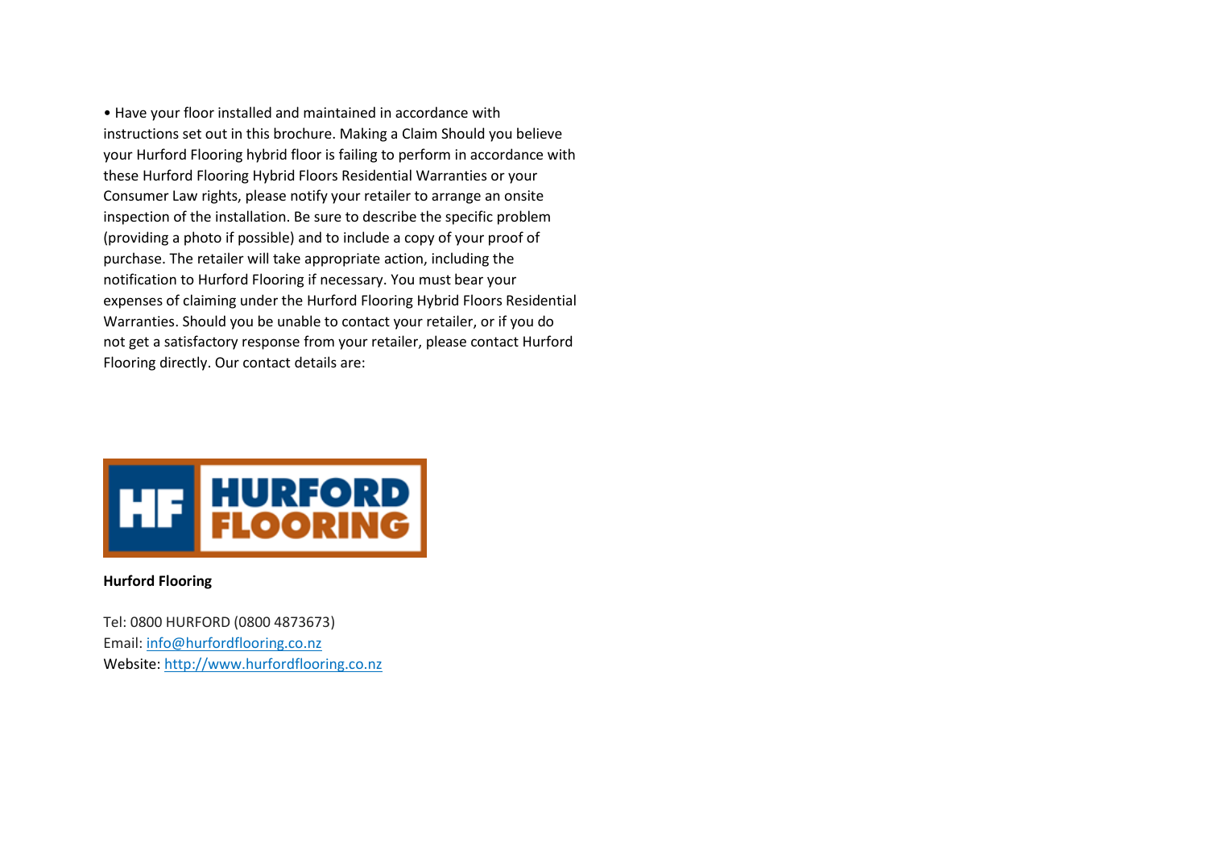• Have your floor installed and maintained in accordance with instructions set out in this brochure. Making a Claim Should you believe your Hurford Flooring hybrid floor is failing to perform in accordance with these Hurford Flooring Hybrid Floors Residential Warranties or your Consumer Law rights, please notify your retailer to arrange an onsite inspection of the installation. Be sure to describe the specific problem (providing a photo if possible) and to include a copy of your proof of purchase. The retailer will take appropriate action, including the notification to Hurford Flooring if necessary. You must bear your expenses of claiming under the Hurford Flooring Hybrid Floors Residential Warranties. Should you be unable to contact your retailer, or if you do not get a satisfactory response from your retailer, please contact Hurford Flooring directly. Our contact details are:

HF HURFORD FLOORING

**Hurford Flooring**

Tel: 0800 HURFORD (0800 4873673)
Email: info@hurfordflooring.co.nz
Website: http://www.hurfordflooring.co.nz